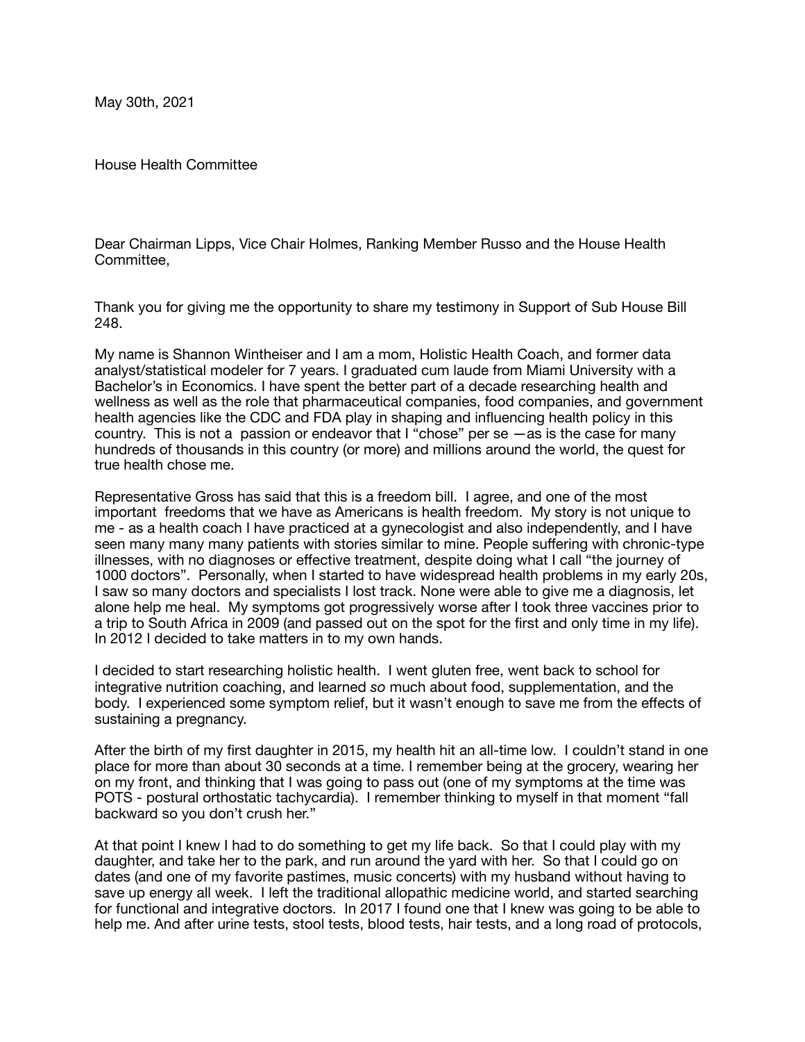May 30th, 2021

House Health Committee

Dear Chairman Lipps, Vice Chair Holmes, Ranking Member Russo and the House Health Committee,

Thank you for giving me the opportunity to share my testimony in Support of Sub House Bill 248.

My name is Shannon Wintheiser and I am a mom, Holistic Health Coach, and former data analyst/statistical modeler for 7 years. I graduated cum laude from Miami University with a Bachelor's in Economics. I have spent the better part of a decade researching health and wellness as well as the role that pharmaceutical companies, food companies, and government health agencies like the CDC and FDA play in shaping and influencing health policy in this country. This is not a passion or endeavor that I "chose" per se —as is the case for many hundreds of thousands in this country (or more) and millions around the world, the quest for true health chose me.

Representative Gross has said that this is a freedom bill. I agree, and one of the most important freedoms that we have as Americans is health freedom. My story is not unique to me - as a health coach I have practiced at a gynecologist and also independently, and I have seen many many many patients with stories similar to mine. People suffering with chronic-type illnesses, with no diagnoses or effective treatment, despite doing what I call "the journey of 1000 doctors". Personally, when I started to have widespread health problems in my early 20s, I saw so many doctors and specialists I lost track. None were able to give me a diagnosis, let alone help me heal. My symptoms got progressively worse after I took three vaccines prior to a trip to South Africa in 2009 (and passed out on the spot for the first and only time in my life). In 2012 I decided to take matters in to my own hands.

I decided to start researching holistic health. I went gluten free, went back to school for integrative nutrition coaching, and learned *so* much about food, supplementation, and the body. I experienced some symptom relief, but it wasn't enough to save me from the effects of sustaining a pregnancy.

After the birth of my first daughter in 2015, my health hit an all-time low. I couldn't stand in one place for more than about 30 seconds at a time. I remember being at the grocery, wearing her on my front, and thinking that I was going to pass out (one of my symptoms at the time was POTS - postural orthostatic tachycardia). I remember thinking to myself in that moment "fall backward so you don't crush her."

At that point I knew I had to do something to get my life back. So that I could play with my daughter, and take her to the park, and run around the yard with her. So that I could go on dates (and one of my favorite pastimes, music concerts) with my husband without having to save up energy all week. I left the traditional allopathic medicine world, and started searching for functional and integrative doctors. In 2017 I found one that I knew was going to be able to help me. And after urine tests, stool tests, blood tests, hair tests, and a long road of protocols,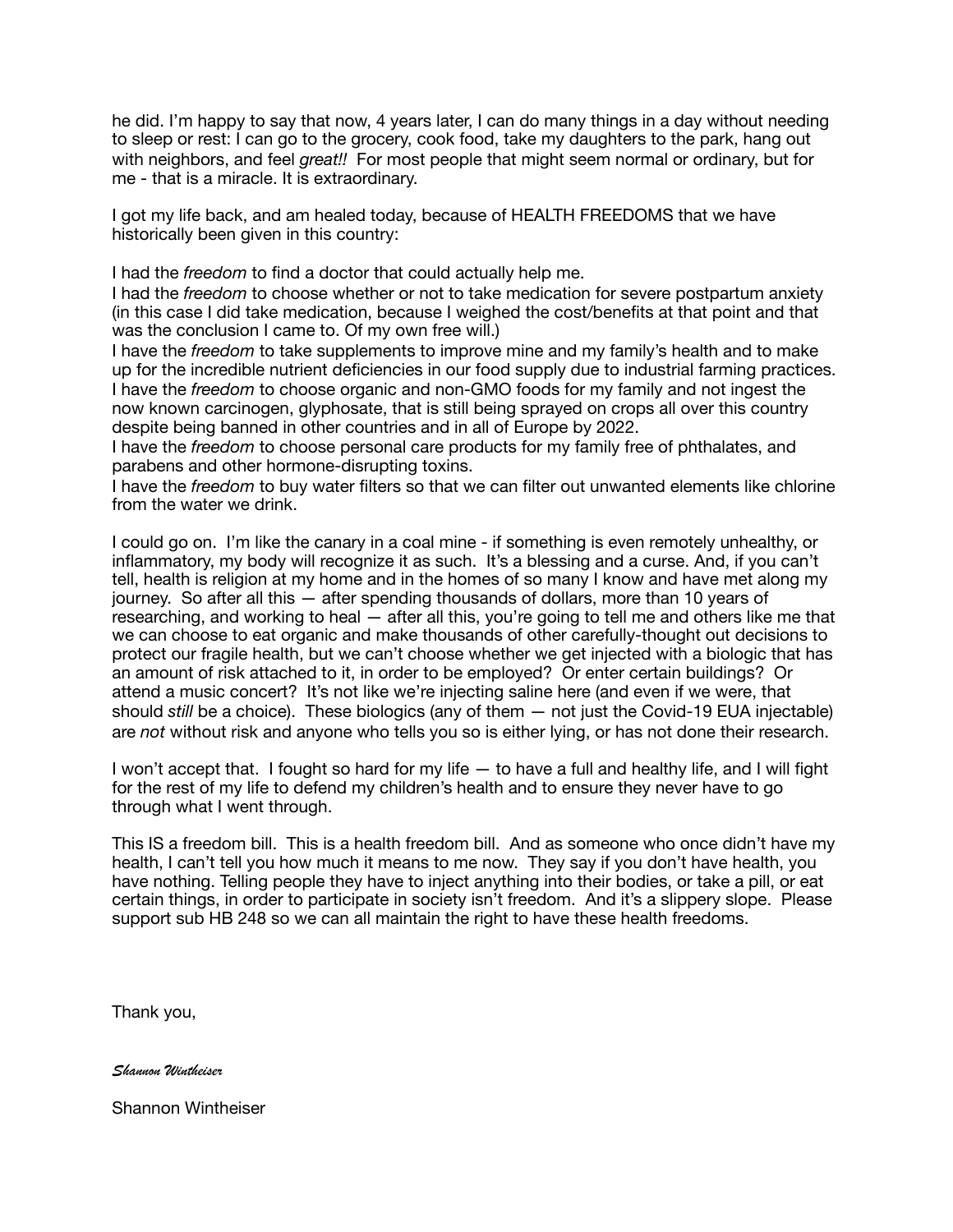he did. I'm happy to say that now, 4 years later, I can do many things in a day without needing to sleep or rest: I can go to the grocery, cook food, take my daughters to the park, hang out with neighbors, and feel *great!!* For most people that might seem normal or ordinary, but for me - that is a miracle. It is extraordinary.

I got my life back, and am healed today, because of HEALTH FREEDOMS that we have historically been given in this country:

I had the *freedom* to find a doctor that could actually help me.
I had the *freedom* to choose whether or not to take medication for severe postpartum anxiety (in this case I did take medication, because I weighed the cost/benefits at that point and that was the conclusion I came to. Of my own free will.)
I have the *freedom* to take supplements to improve mine and my family's health and to make up for the incredible nutrient deficiencies in our food supply due to industrial farming practices.
I have the *freedom* to choose organic and non-GMO foods for my family and not ingest the now known carcinogen, glyphosate, that is still being sprayed on crops all over this country despite being banned in other countries and in all of Europe by 2022.
I have the *freedom* to choose personal care products for my family free of phthalates, and parabens and other hormone-disrupting toxins.
I have the *freedom* to buy water filters so that we can filter out unwanted elements like chlorine from the water we drink.

I could go on. I'm like the canary in a coal mine - if something is even remotely unhealthy, or inflammatory, my body will recognize it as such. It's a blessing and a curse. And, if you can't tell, health is religion at my home and in the homes of so many I know and have met along my journey. So after all this — after spending thousands of dollars, more than 10 years of researching, and working to heal — after all this, you're going to tell me and others like me that we can choose to eat organic and make thousands of other carefully-thought out decisions to protect our fragile health, but we can't choose whether we get injected with a biologic that has an amount of risk attached to it, in order to be employed? Or enter certain buildings? Or attend a music concert? It's not like we're injecting saline here (and even if we were, that should *still* be a choice). These biologics (any of them — not just the Covid-19 EUA injectable) are *not* without risk and anyone who tells you so is either lying, or has not done their research.

I won't accept that. I fought so hard for my life — to have a full and healthy life, and I will fight for the rest of my life to defend my children's health and to ensure they never have to go through what I went through.

This IS a freedom bill. This is a health freedom bill. And as someone who once didn't have my health, I can't tell you how much it means to me now. They say if you don't have health, you have nothing. Telling people they have to inject anything into their bodies, or take a pill, or eat certain things, in order to participate in society isn't freedom. And it's a slippery slope. Please support sub HB 248 so we can all maintain the right to have these health freedoms.

Thank you,

*Shannon Wintheiser*

Shannon Wintheiser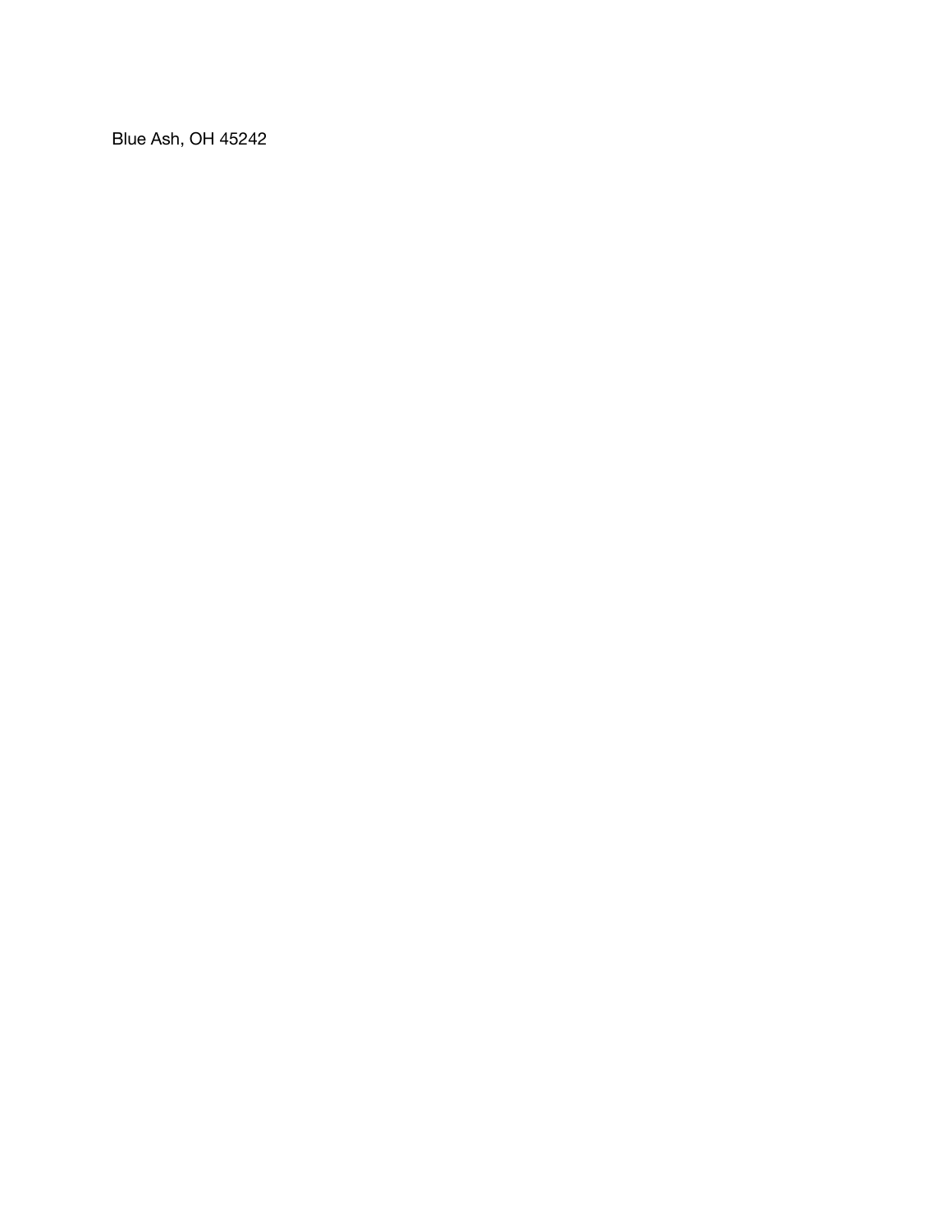Blue Ash, OH 45242